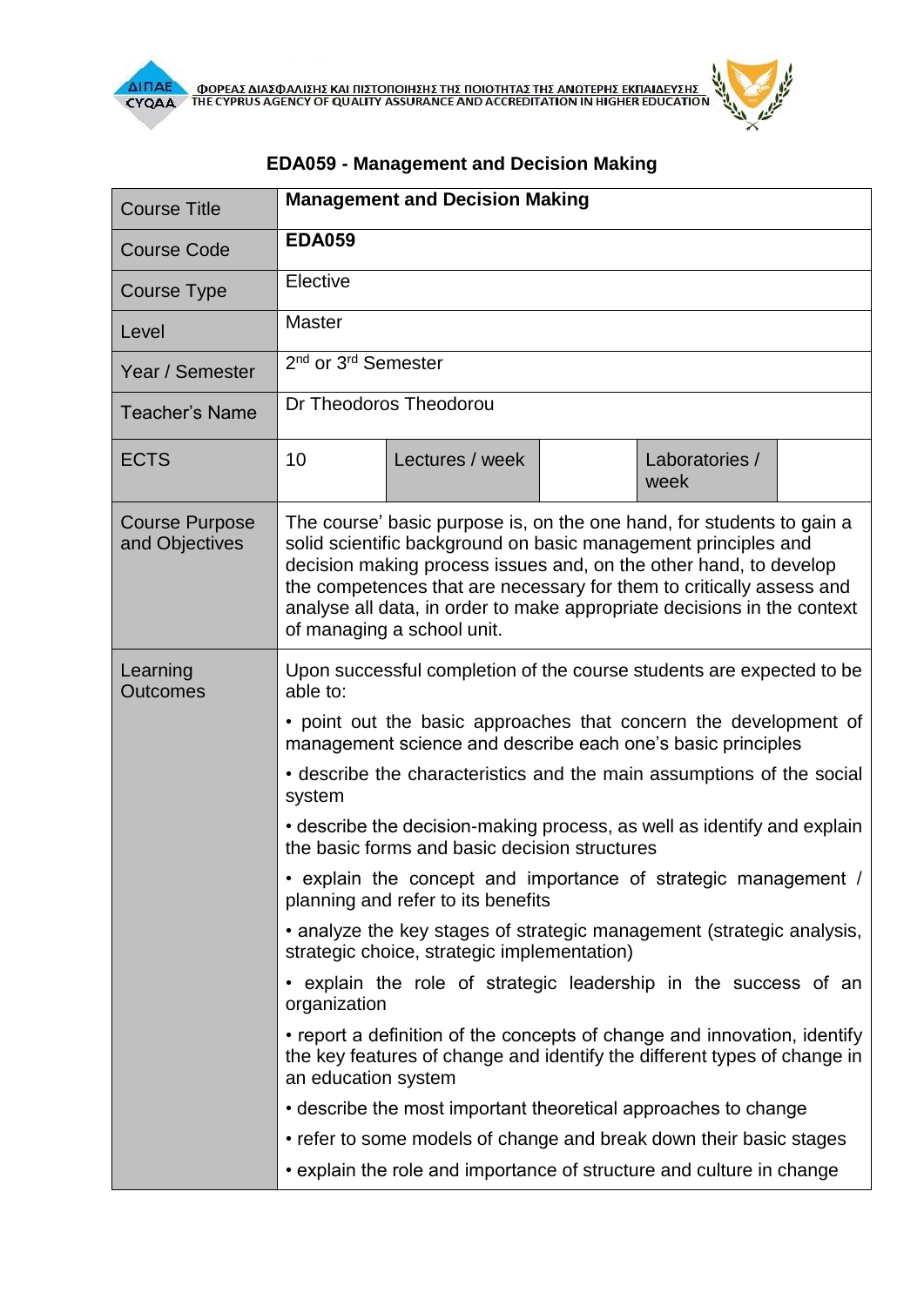ΦΟΡΕΑΣ ΔΙΑΣΦΑΛΙΣΗΣ ΚΑΙ ΠΙΣΤΟΠΟΙΗΣΗΣ ΤΗΣ ΠΟΙΟΤΗΤΑΣ ΤΗΣ ΑΝΩΤΕΡΗΣ ΕΚΠΑΙΔΕΥΣΗΣ
THE CYPRUS AGENCY OF QUALITY ASSURANCE AND ACCREDITATION IN HIGHER EDUCATION

# EDA059 - Management and Decision Making

| Course Title | **Management and Decision Making** | | | |
|---|---|---|---|---|
| Course Code | **EDA059** | | | |
| Course Type | Elective | | | |
| Level | Master | | | |
| Year / Semester | 2nd or 3rd Semester | | | |
| Teacher's Name | Dr Theodoros Theodorou | | | |
| ECTS | 10 | Lectures / week | | Laboratories / week |
| Course Purpose and Objectives | The course' basic purpose is, on the one hand, for students to gain a solid scientific background on basic management principles and decision making process issues and, on the other hand, to develop the competences that are necessary for them to critically assess and analyse all data, in order to make appropriate decisions in the context of managing a school unit. | | | |
| Learning Outcomes | Upon successful completion of the course students are expected to be able to:<br>• point out the basic approaches that concern the development of management science and describe each one's basic principles<br>• describe the characteristics and the main assumptions of the social system<br>• describe the decision-making process, as well as identify and explain the basic forms and basic decision structures<br>• explain the concept and importance of strategic management / planning and refer to its benefits<br>• analyze the key stages of strategic management (strategic analysis, strategic choice, strategic implementation)<br>• explain the role of strategic leadership in the success of an organization<br>• report a definition of the concepts of change and innovation, identify the key features of change and identify the different types of change in an education system<br>• describe the most important theoretical approaches to change<br>• refer to some models of change and break down their basic stages<br>• explain the role and importance of structure and culture in change | | | |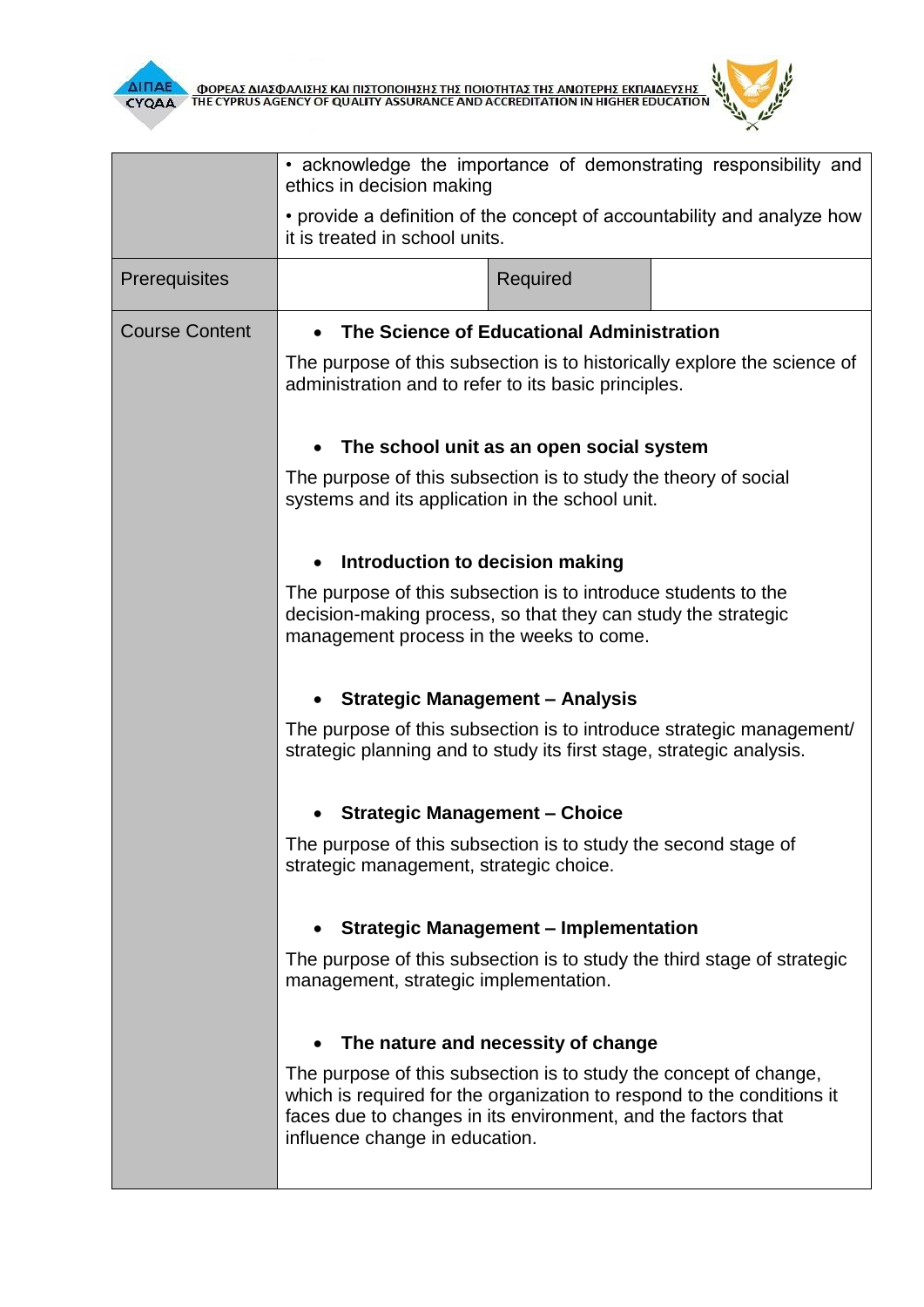| | |
|---|---|
| | • acknowledge the importance of demonstrating responsibility and ethics in decision making<br><br>• provide a definition of the concept of accountability and analyze how it is treated in school units. |
| Prerequisites | Required |
| Course Content | • **The Science of Educational Administration**<br><br>The purpose of this subsection is to historically explore the science of administration and to refer to its basic principles.<br><br>• **The school unit as an open social system**<br><br>The purpose of this subsection is to study the theory of social systems and its application in the school unit.<br><br>• **Introduction to decision making**<br><br>The purpose of this subsection is to introduce students to the decision-making process, so that they can study the strategic management process in the weeks to come.<br><br>• **Strategic Management – Analysis**<br><br>The purpose of this subsection is to introduce strategic management/ strategic planning and to study its first stage, strategic analysis.<br><br>• **Strategic Management – Choice**<br><br>The purpose of this subsection is to study the second stage of strategic management, strategic choice.<br><br>• **Strategic Management – Implementation**<br><br>The purpose of this subsection is to study the third stage of strategic management, strategic implementation.<br><br>• **The nature and necessity of change**<br><br>The purpose of this subsection is to study the concept of change, which is required for the organization to respond to the conditions it faces due to changes in its environment, and the factors that influence change in education. |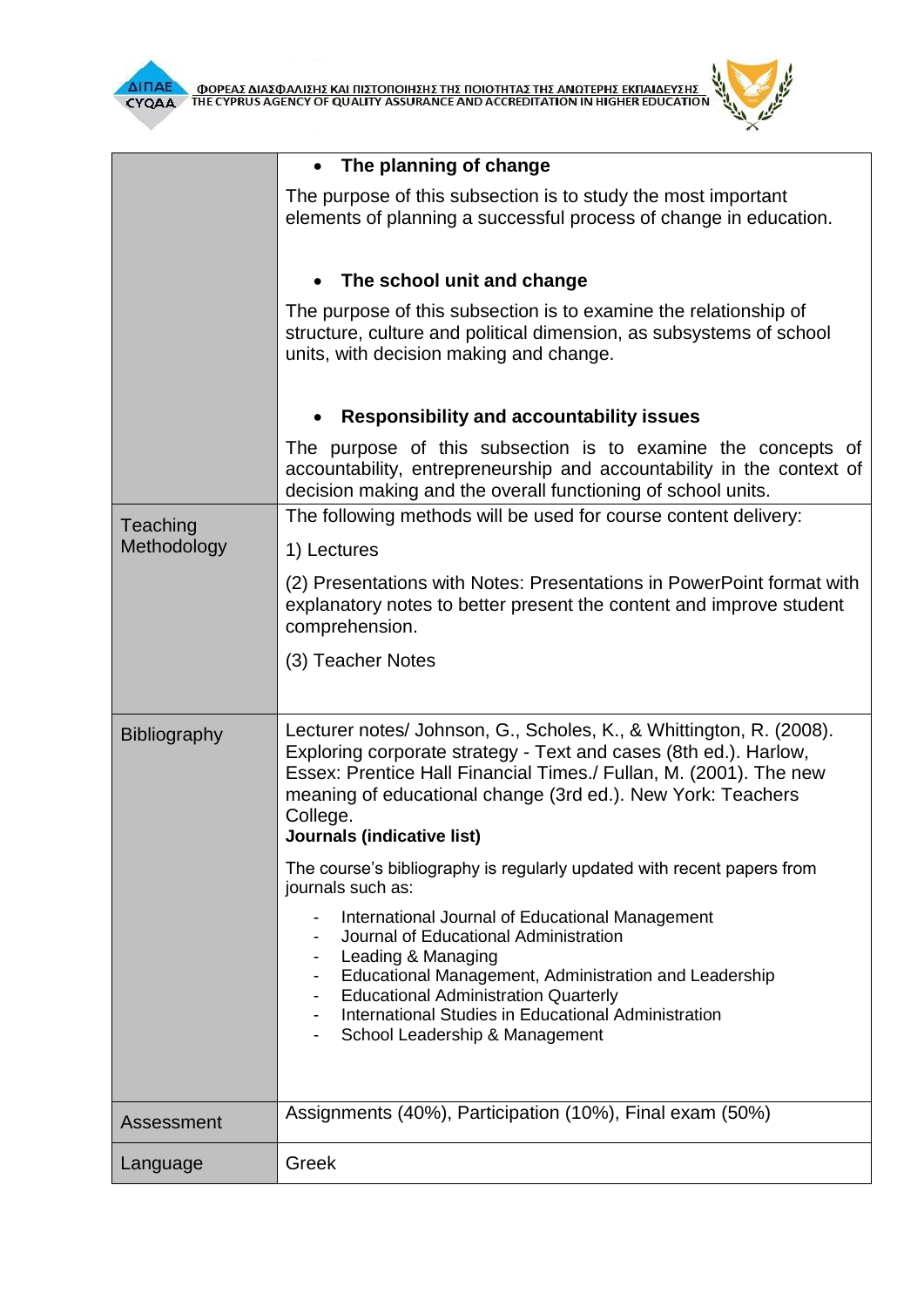| | |
|---|---|
| | • **The planning of change**<br><br>The purpose of this subsection is to study the most important elements of planning a successful process of change in education.<br><br>• **The school unit and change**<br><br>The purpose of this subsection is to examine the relationship of structure, culture and political dimension, as subsystems of school units, with decision making and change.<br><br>• **Responsibility and accountability issues**<br><br>The purpose of this subsection is to examine the concepts of accountability, entrepreneurship and accountability in the context of decision making and the overall functioning of school units. |
| Teaching Methodology | The following methods will be used for course content delivery:<br><br>1) Lectures<br><br>(2) Presentations with Notes: Presentations in PowerPoint format with explanatory notes to better present the content and improve student comprehension.<br><br>(3) Teacher Notes |
| Bibliography | Lecturer notes/ Johnson, G., Scholes, K., & Whittington, R. (2008). Exploring corporate strategy - Text and cases (8th ed.). Harlow, Essex: Prentice Hall Financial Times./ Fullan, M. (2001). The new meaning of educational change (3rd ed.). New York: Teachers College.<br>**Journals (indicative list)**<br><br>The course's bibliography is regularly updated with recent papers from journals such as:<br><br>- International Journal of Educational Management<br>- Journal of Educational Administration<br>- Leading & Managing<br>- Educational Management, Administration and Leadership<br>- Educational Administration Quarterly<br>- International Studies in Educational Administration<br>- School Leadership & Management |
| Assessment | Assignments (40%), Participation (10%), Final exam (50%) |
| Language | Greek |